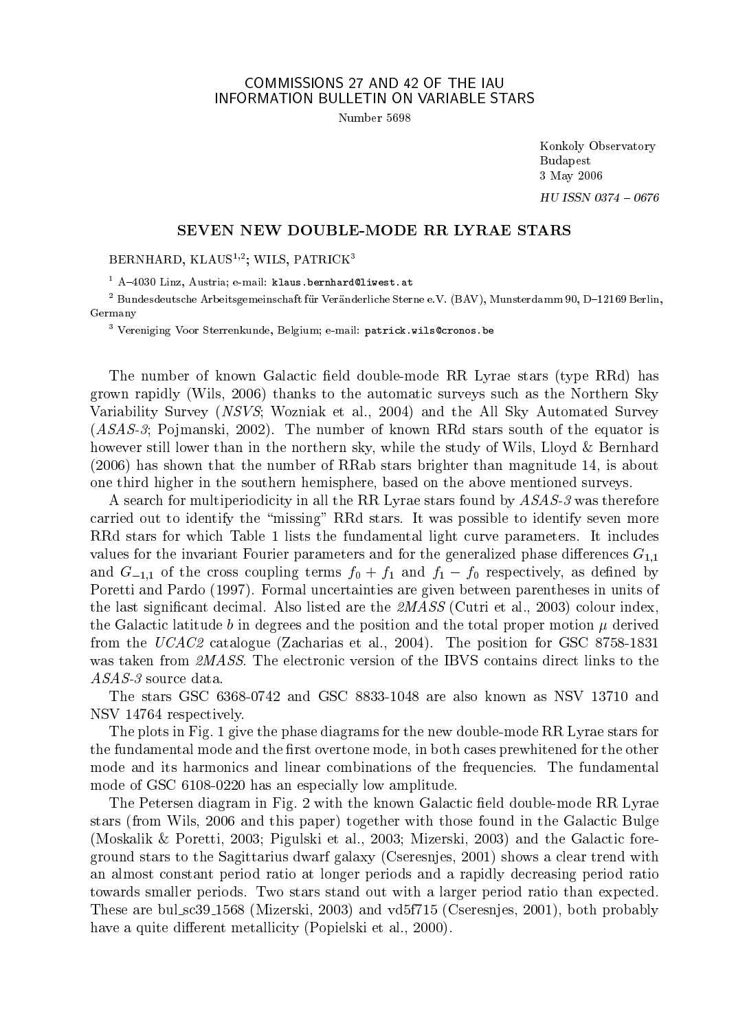COMMISSIONS 27 AND 42 OF THE IAU
INFORMATION BULLETIN ON VARIABLE STARS

Number 5698

Konkoly Observatory
Budapest
3 May 2006

*HU ISSN 0374 – 0676*

# SEVEN NEW DOUBLE-MODE RR LYRAE STARS

BERNHARD, KLAUS[1,2]; WILS, PATRICK[3]

[1] A–4030 Linz, Austria; e-mail: klaus.bernhard@liwest.at

[2] Bundesdeutsche Arbeitsgemeinschaft für Veränderliche Sterne e.V. (BAV), Munsterdamm 90, D–12169 Berlin, Germany

[3] Vereniging Voor Sterrenkunde, Belgium; e-mail: patrick.wils@cronos.be

The number of known Galactic field double-mode RR Lyrae stars (type RRd) has grown rapidly (Wils, 2006) thanks to the automatic surveys such as the Northern Sky Variability Survey (*NSVS*; Wozniak et al., 2004) and the All Sky Automated Survey (*ASAS-3*; Pojmanski, 2002). The number of known RRd stars south of the equator is however still lower than in the northern sky, while the study of Wils, Lloyd & Bernhard (2006) has shown that the number of RRab stars brighter than magnitude 14, is about one third higher in the southern hemisphere, based on the above mentioned surveys.

A search for multiperiodicity in all the RR Lyrae stars found by *ASAS-3* was therefore carried out to identify the "missing" RRd stars. It was possible to identify seven more RRd stars for which Table 1 lists the fundamental light curve parameters. It includes values for the invariant Fourier parameters and for the generalized phase differences $G_{1,1}$ and $G_{-1,1}$ of the cross coupling terms $f_0 + f_1$ and $f_1 - f_0$ respectively, as defined by Poretti and Pardo (1997). Formal uncertainties are given between parentheses in units of the last significant decimal. Also listed are the *2MASS* (Cutri et al., 2003) colour index, the Galactic latitude $b$ in degrees and the position and the total proper motion $\mu$ derived from the *UCAC2* catalogue (Zacharias et al., 2004). The position for GSC 8758-1831 was taken from *2MASS*. The electronic version of the IBVS contains direct links to the *ASAS-3* source data.

The stars GSC 6368-0742 and GSC 8833-1048 are also known as NSV 13710 and NSV 14764 respectively.

The plots in Fig. 1 give the phase diagrams for the new double-mode RR Lyrae stars for the fundamental mode and the first overtone mode, in both cases prewhitened for the other mode and its harmonics and linear combinations of the frequencies. The fundamental mode of GSC 6108-0220 has an especially low amplitude.

The Petersen diagram in Fig. 2 with the known Galactic field double-mode RR Lyrae stars (from Wils, 2006 and this paper) together with those found in the Galactic Bulge (Moskalik & Poretti, 2003; Pigulski et al., 2003; Mizerski, 2003) and the Galactic foreground stars to the Sagittarius dwarf galaxy (Cseresnjes, 2001) shows a clear trend with an almost constant period ratio at longer periods and a rapidly decreasing period ratio towards smaller periods. Two stars stand out with a larger period ratio than expected. These are bul_sc39_1568 (Mizerski, 2003) and vd5f715 (Cseresnjes, 2001), both probably have a quite different metallicity (Popielski et al., 2000).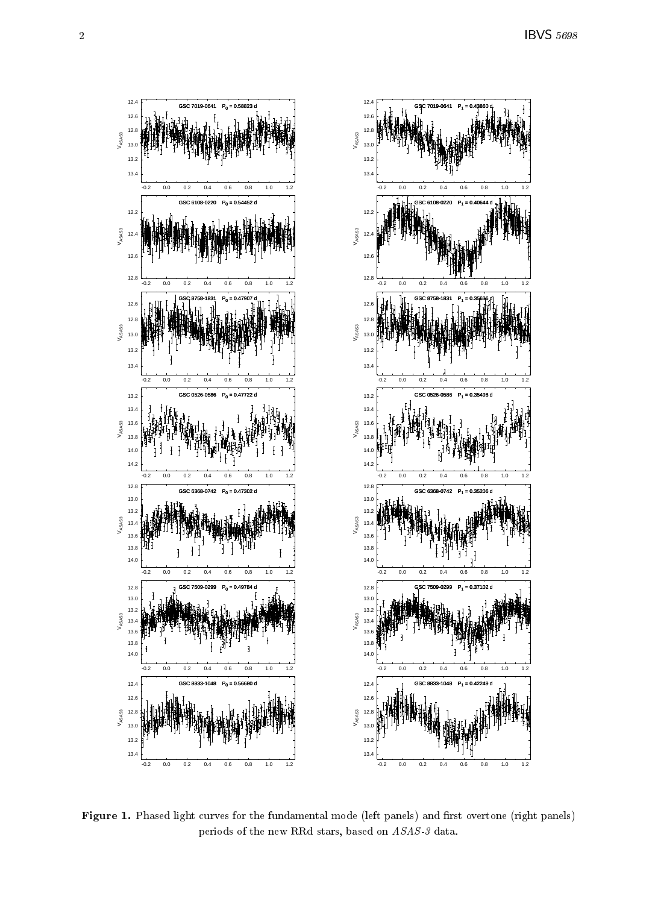**Figure 1.** Phased light curves for the fundamental mode (left panels) and first overtone (right panels) periods of the new RRd stars, based on *ASAS-3* data.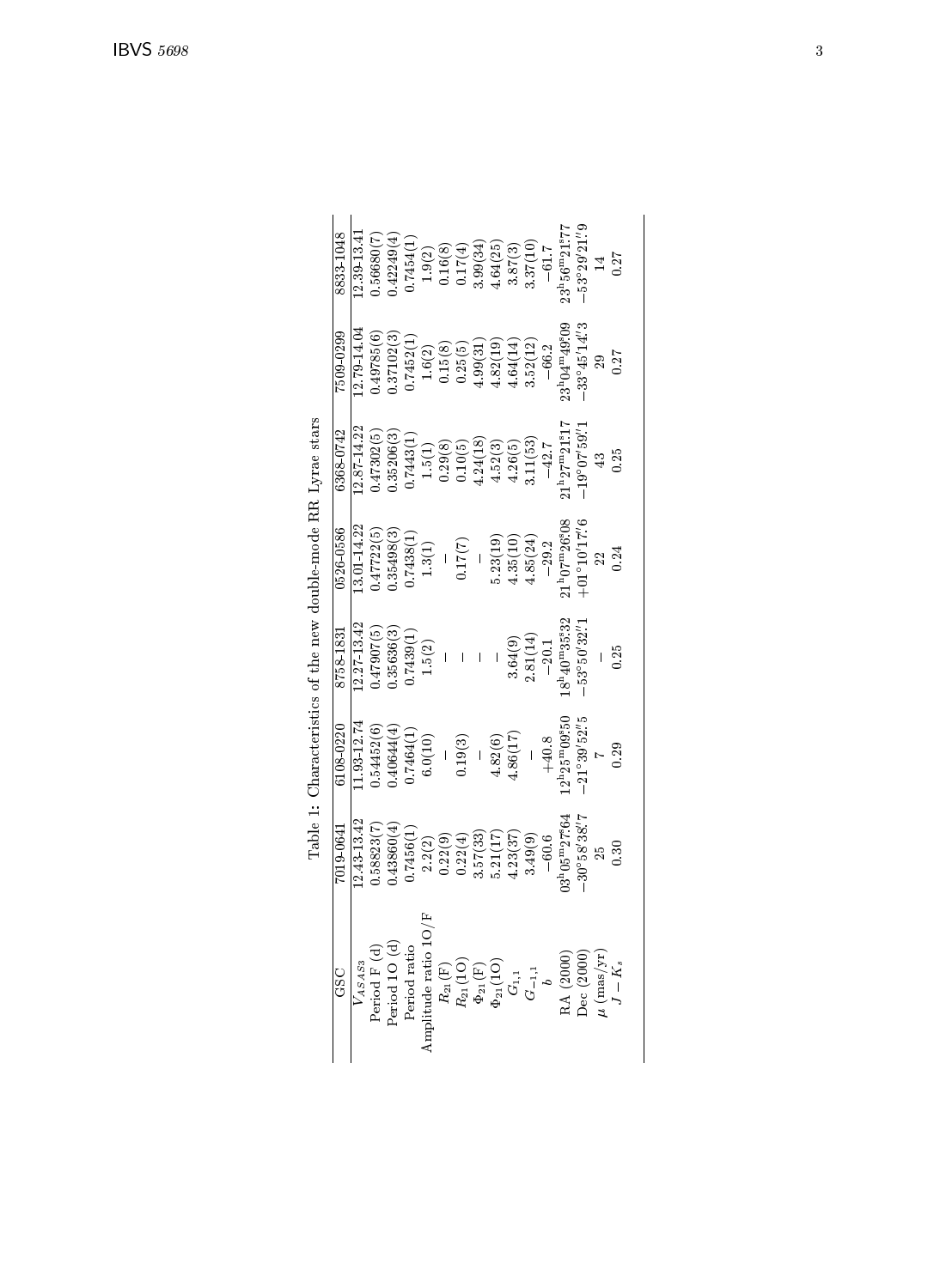Table 1: Characteristics of the new double-mode RR Lyrae stars

| GSC | 7019-0641 | 6108-0220 | 8758-1831 | 0526-0586 | 6368-0742 | 7509-0299 | 8833-1048 |
|---|---|---|---|---|---|---|---|
| $V_{ASAS3}$ | 12.43-13.42 | 11.93-12.74 | 12.27-13.42 | 13.01-14.22 | 12.87-14.22 | 12.79-14.04 | 12.39-13.41 |
| Period F (d) | 0.58823(7) | 0.54452(6) | 0.47907(5) | 0.47722(5) | 0.47302(5) | 0.49785(6) | 0.56680(7) |
| Period 1O (d) | 0.43860(4) | 0.40644(4) | 0.35636(3) | 0.35498(3) | 0.35206(3) | 0.37102(3) | 0.42249(4) |
| Period ratio | 0.7456(1) | 0.7464(1) | 0.7439(1) | 0.7438(1) | 0.7443(1) | 0.7452(1) | 0.7454(1) |
| Amplitude ratio 1O/F | 2.2(2) | 6.0(10) | 1.5(2) | 1.3(1) | 1.5(1) | 1.6(2) | 1.9(2) |
| $R_{21}$(F) | 0.22(9) | – | – | – | 0.29(8) | 0.15(8) | 0.16(8) |
| $R_{21}$(1O) | 0.22(4) | 0.19(3) | – | 0.17(7) | 0.10(5) | 0.25(5) | 0.17(4) |
| $\Phi_{21}$(F) | 3.57(33) | – | – | – | 4.24(18) | 4.99(31) | 3.99(34) |
| $\Phi_{21}$(1O) | 5.21(17) | 4.82(6) | – | 5.23(19) | 4.52(3) | 4.82(19) | 4.64(25) |
| $G_{1,1}$ | 4.23(37) | 4.86(17) | 3.64(9) | 4.35(10) | 4.26(5) | 4.64(14) | 3.87(3) |
| $G_{-1,1}$ | 3.49(9) | – | 2.81(14) | 4.85(24) | 3.11(53) | 3.52(12) | 3.37(10) |
| $b$ | −60.6 | +40.8 | −20.1 | −29.2 | −42.7 | −66.2 | −61.7 |
| RA (2000) | $03^h05^m07.^s64$ | $12^h25^m09.^s50$ | $18^h40^m35.^s32$ | $21^h07^m26.^s08$ | $21^h27^m21.^s17$ | $23^h04^m49.^s09$ | $23^h56^m21.^s77$ |
| Dec (2000) | $-30°58'38.''7$ | $-21°39'52.''5$ | $-53°50'32.''1$ | $+01°10'17.''6$ | $-19°07'59.''1$ | $-33°45'14.''3$ | $-53°29'21.''9$ |
| $\mu$ (mas/yr) | 25 | 7 | – | 22 | 43 | 29 | 14 |
| $J-K_s$ | 0.30 | 0.29 | 0.25 | 0.24 | 0.25 | 0.27 | 0.27 |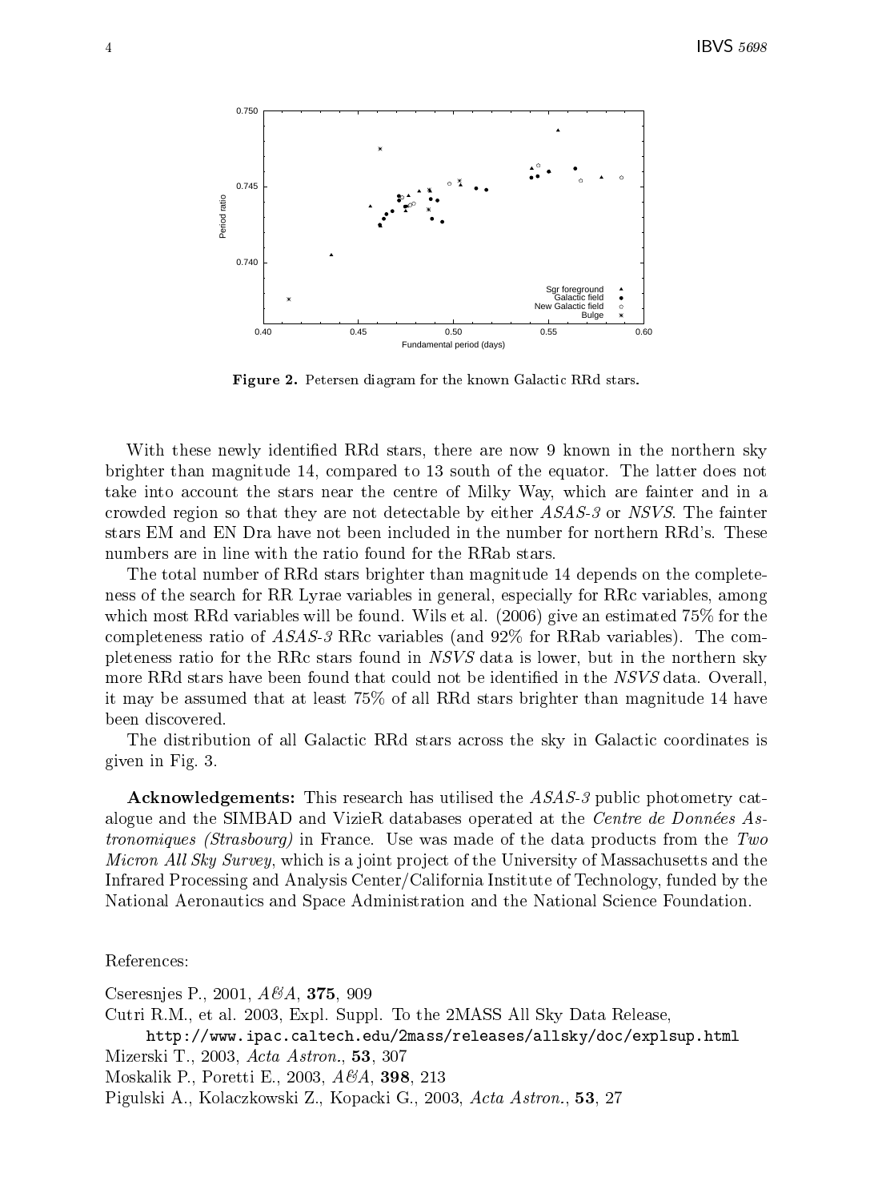**Figure 2.** Petersen diagram for the known Galactic RRd stars.

With these newly identified RRd stars, there are now 9 known in the northern sky brighter than magnitude 14, compared to 13 south of the equator. The latter does not take into account the stars near the centre of Milky Way, which are fainter and in a crowded region so that they are not detectable by either *ASAS-3* or *NSVS*. The fainter stars EM and EN Dra have not been included in the number for northern RRd's. These numbers are in line with the ratio found for the RRab stars.

The total number of RRd stars brighter than magnitude 14 depends on the completeness of the search for RR Lyrae variables in general, especially for RRc variables, among which most RRd variables will be found. Wils et al. (2006) give an estimated 75% for the completeness ratio of *ASAS-3* RRc variables (and 92% for RRab variables). The completeness ratio for the RRc stars found in *NSVS* data is lower, but in the northern sky more RRd stars have been found that could not be identified in the *NSVS* data. Overall, it may be assumed that at least 75% of all RRd stars brighter than magnitude 14 have been discovered.

The distribution of all Galactic RRd stars across the sky in Galactic coordinates is given in Fig. 3.

**Acknowledgements:** This research has utilised the *ASAS-3* public photometry catalogue and the SIMBAD and VizieR databases operated at the *Centre de Données Astronomiques (Strasbourg)* in France. Use was made of the data products from the *Two Micron All Sky Survey*, which is a joint project of the University of Massachusetts and the Infrared Processing and Analysis Center/California Institute of Technology, funded by the National Aeronautics and Space Administration and the National Science Foundation.

References:

Cseresnjes P., 2001, *A&A*, **375**, 909

Cutri R.M., et al. 2003, Expl. Suppl. To the 2MASS All Sky Data Release,
`http://www.ipac.caltech.edu/2mass/releases/allsky/doc/explsup.html`

Mizerski T., 2003, *Acta Astron.*, **53**, 307

Moskalik P., Poretti E., 2003, *A&A*, **398**, 213

Pigulski A., Kolaczkowski Z., Kopacki G., 2003, *Acta Astron.*, **53**, 27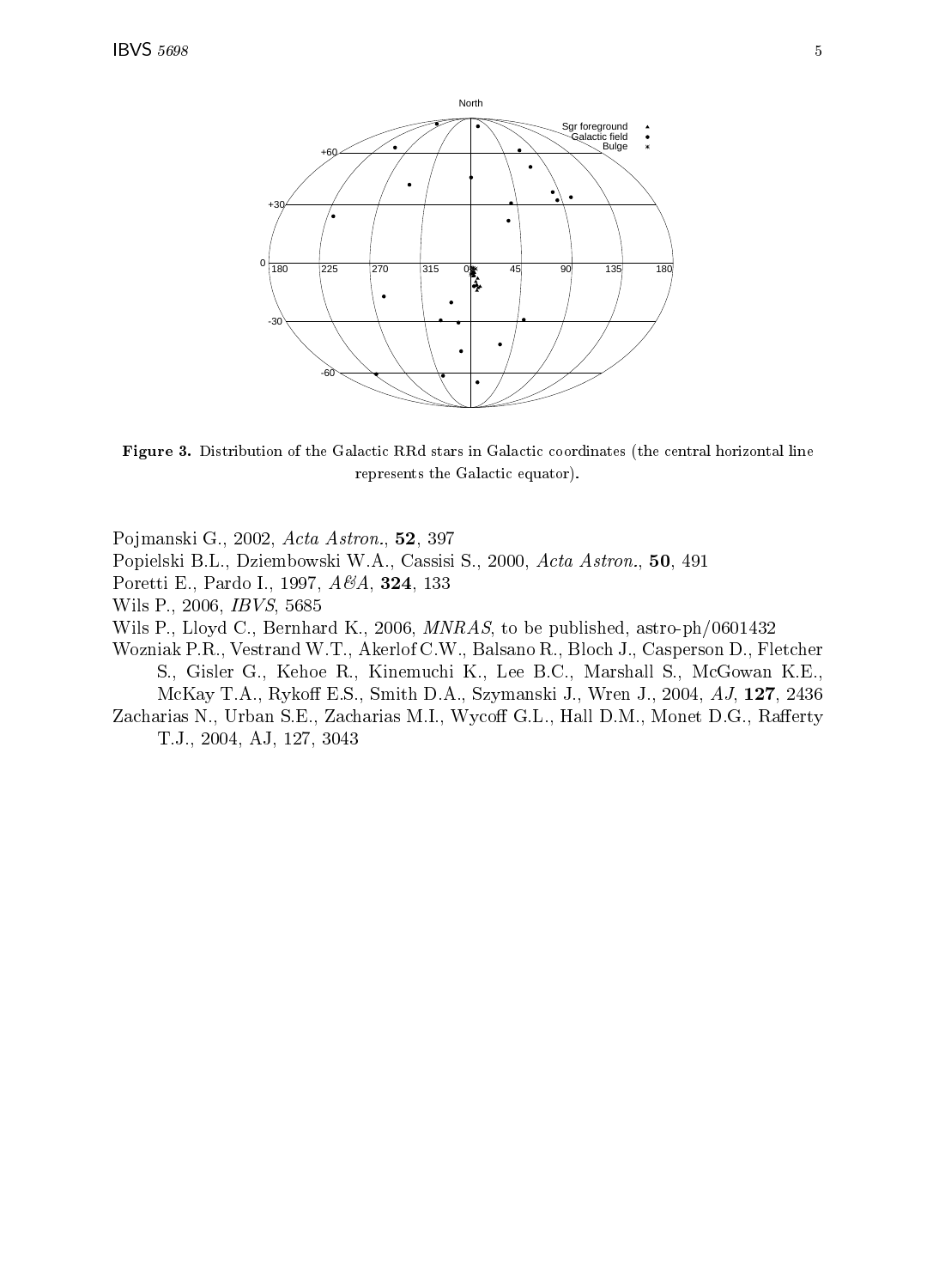North

Sgr foreground
Galactic field
Bulge

+60
+30
0
-30
-60

180 225 270 315 0 45 90 135 180

**Figure 3.** Distribution of the Galactic RRd stars in Galactic coordinates (the central horizontal line represents the Galactic equator).

Pojmanski G., 2002, *Acta Astron.*, **52**, 397

Popielski B.L., Dziembowski W.A., Cassisi S., 2000, *Acta Astron.*, **50**, 491

Poretti E., Pardo I., 1997, *A&A*, **324**, 133

Wils P., 2006, *IBVS*, 5685

Wils P., Lloyd C., Bernhard K., 2006, *MNRAS*, to be published, astro-ph/0601432

Wozniak P.R., Vestrand W.T., Akerlof C.W., Balsano R., Bloch J., Casperson D., Fletcher S., Gisler G., Kehoe R., Kinemuchi K., Lee B.C., Marshall S., McGowan K.E., McKay T.A., Rykoff E.S., Smith D.A., Szymanski J., Wren J., 2004, *AJ*, **127**, 2436

Zacharias N., Urban S.E., Zacharias M.I., Wycoff G.L., Hall D.M., Monet D.G., Rafferty T.J., 2004, AJ, 127, 3043